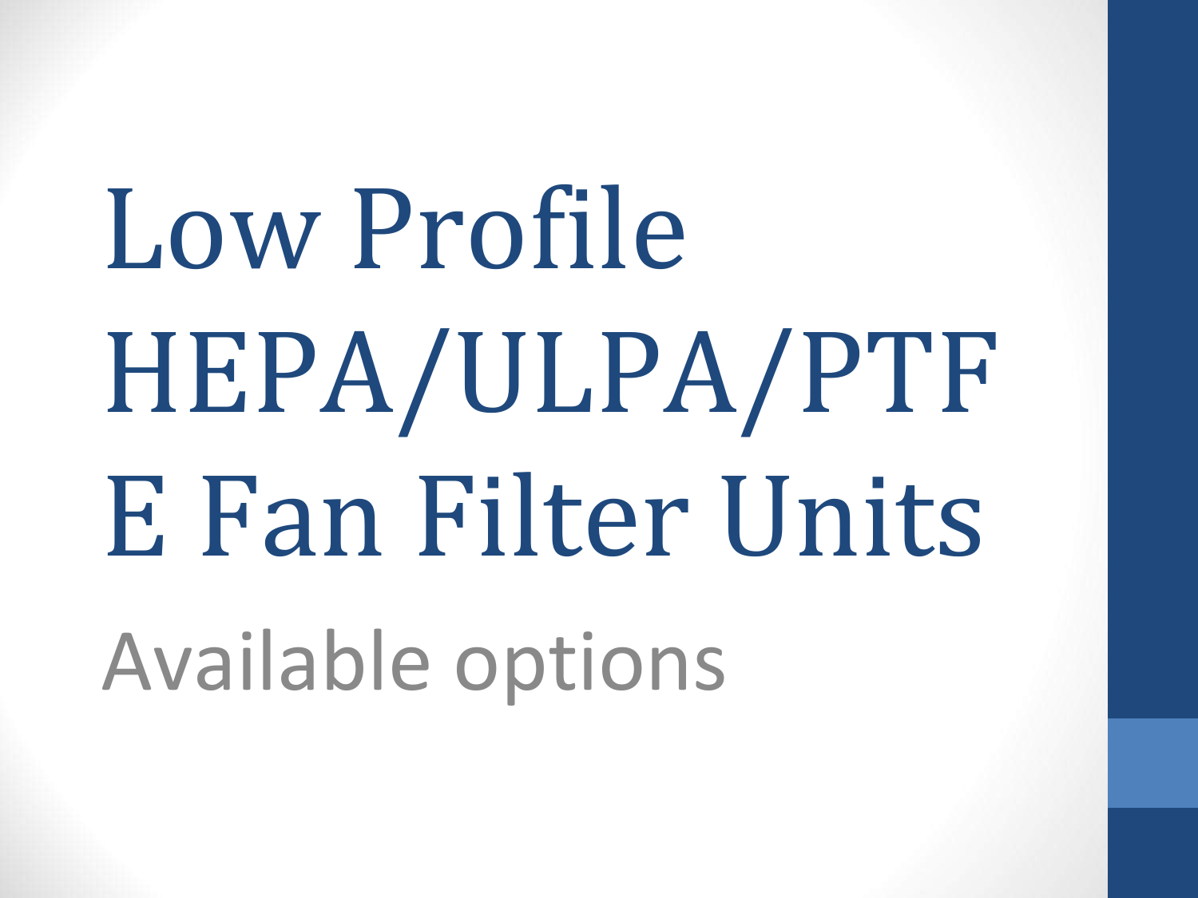# Low Profile HEPA/ULPA/PTFE Fan Filter Units

## Available options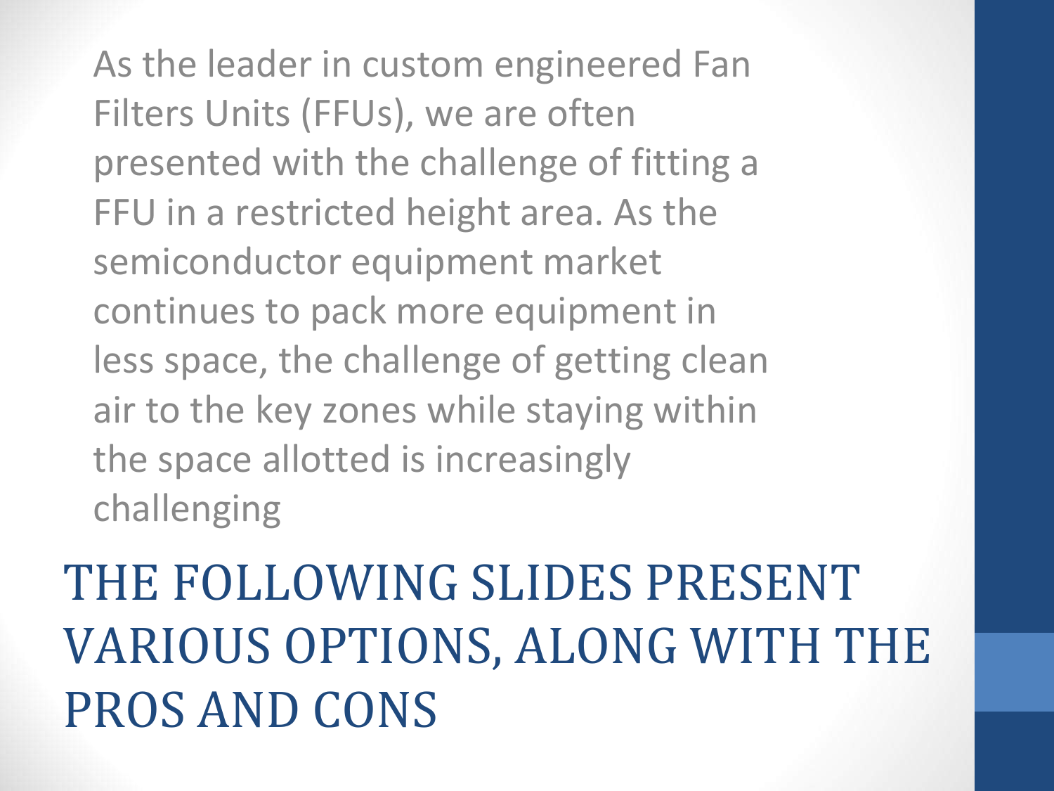As the leader in custom engineered Fan Filters Units (FFUs), we are often presented with the challenge of fitting a FFU in a restricted height area. As the semiconductor equipment market continues to pack more equipment in less space, the challenge of getting clean air to the key zones while staying within the space allotted is increasingly challenging

# THE FOLLOWING SLIDES PRESENT VARIOUS OPTIONS, ALONG WITH THE PROS AND CONS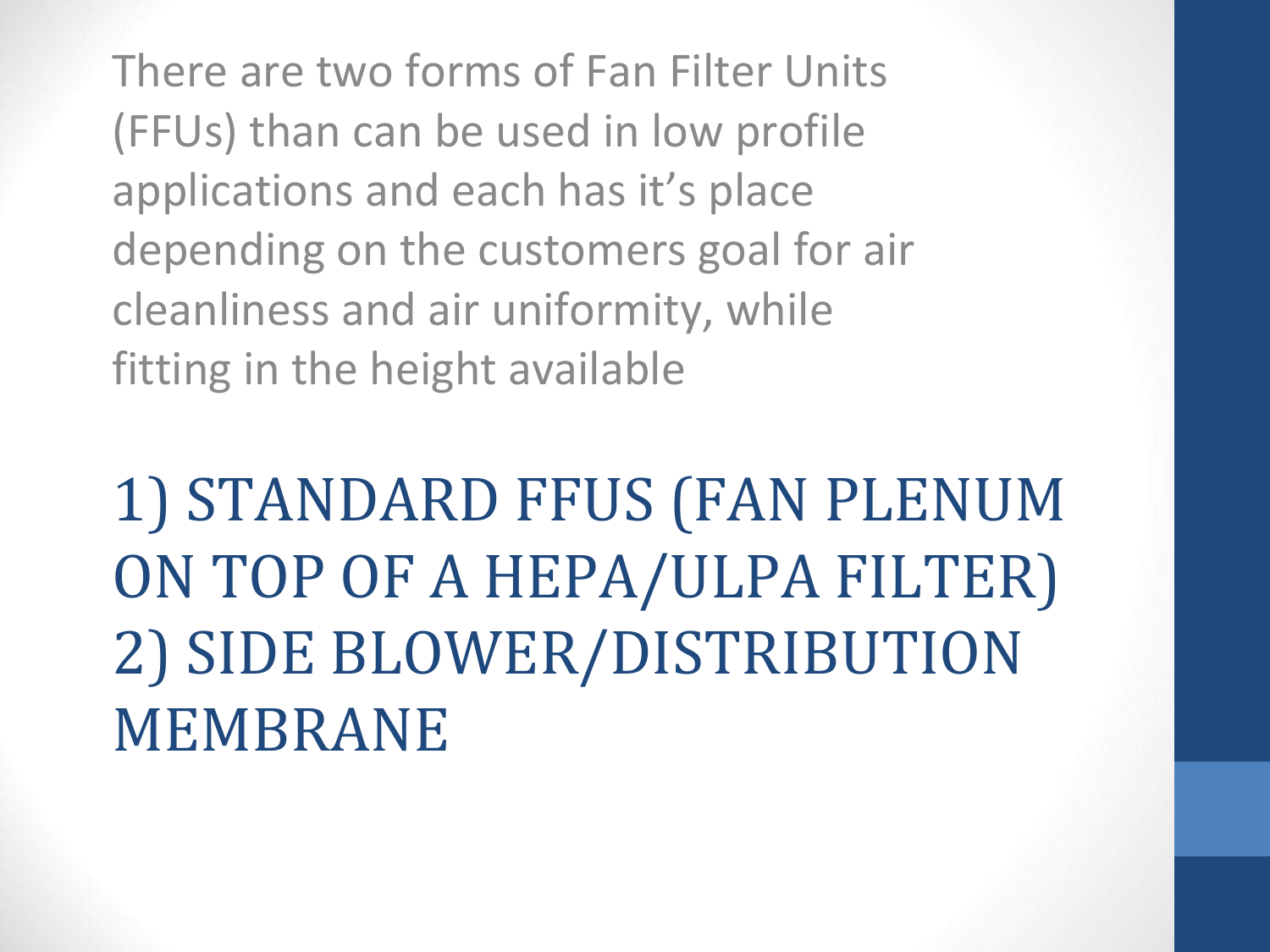There are two forms of Fan Filter Units (FFUs) than can be used in low profile applications and each has it's place depending on the customers goal for air cleanliness and air uniformity, while fitting in the height available

## 1) STANDARD FFUS (FAN PLENUM ON TOP OF A HEPA/ULPA FILTER)
## 2) SIDE BLOWER/DISTRIBUTION MEMBRANE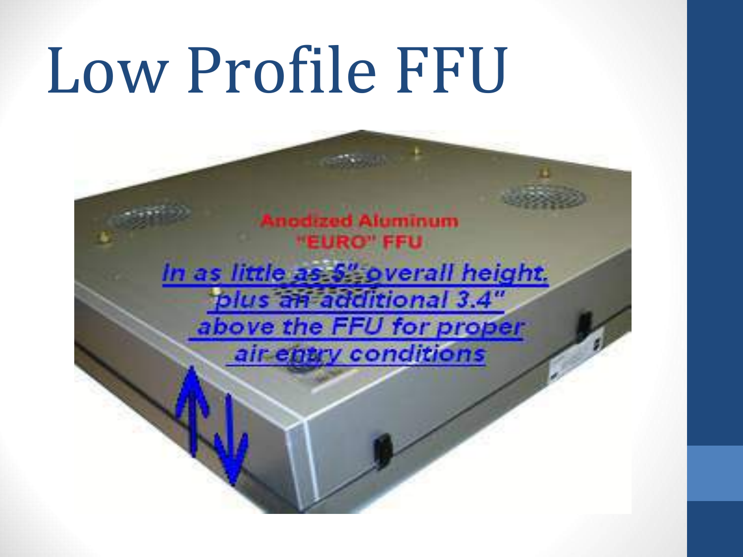# Low Profile FFU

Anodized Aluminum
"EURO" FFU

*In as little as 5" overall height, plus an additional 3.4" above the FFU for proper air entry conditions*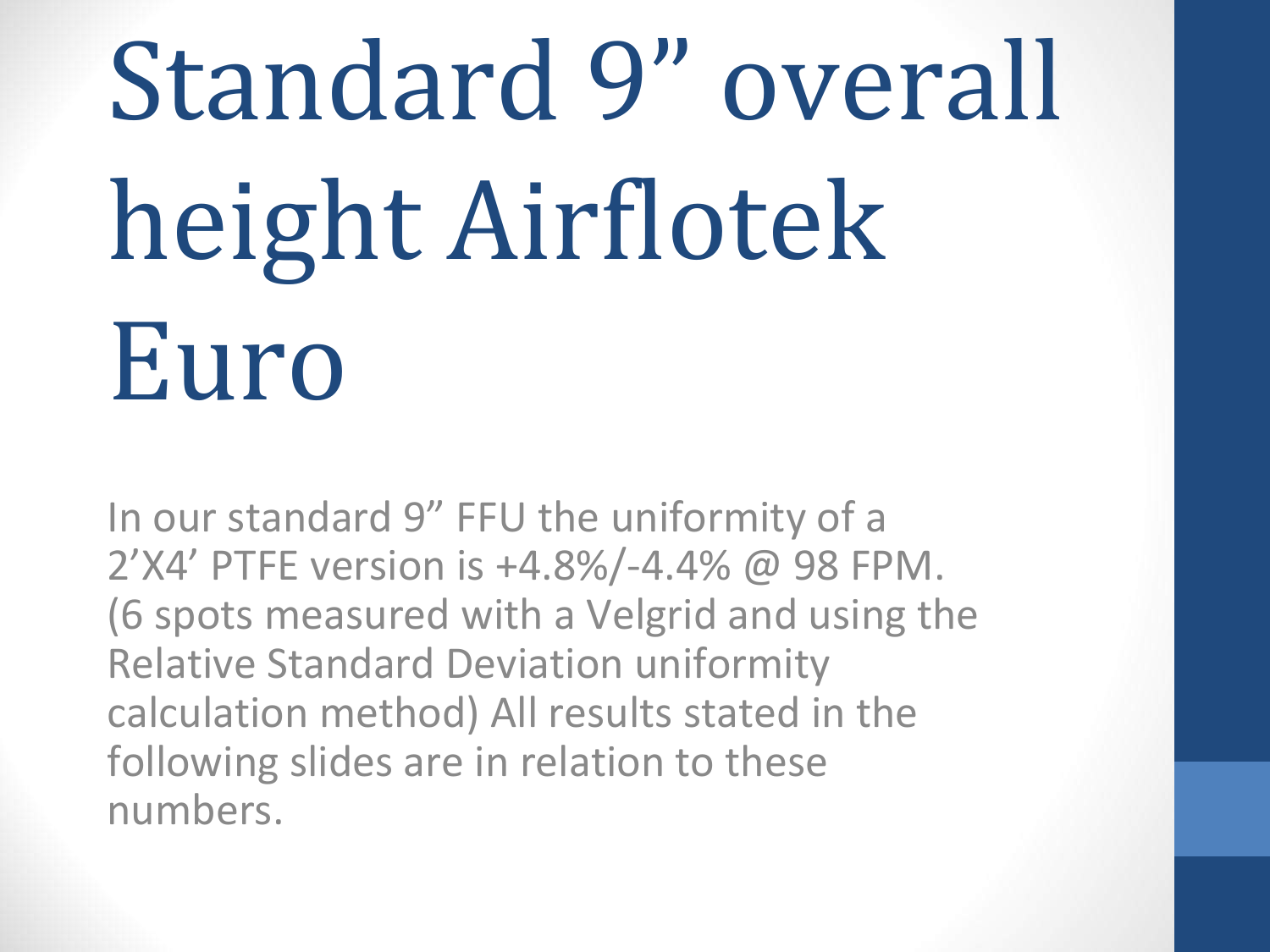# Standard 9" overall height Airflotek Euro

In our standard 9" FFU the uniformity of a 2'X4' PTFE version is +4.8%/-4.4% @ 98 FPM. (6 spots measured with a Velgrid and using the Relative Standard Deviation uniformity calculation method) All results stated in the following slides are in relation to these numbers.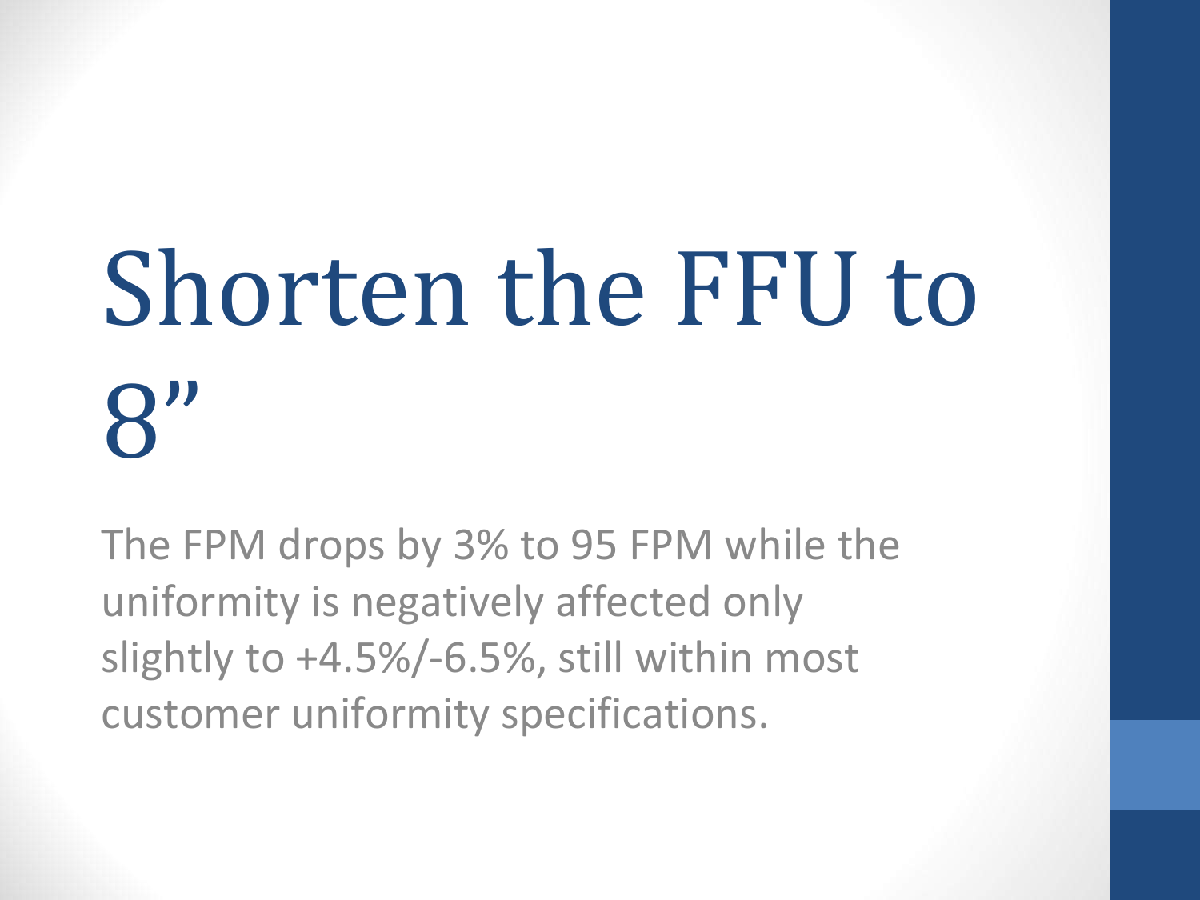# Shorten the FFU to 8”

The FPM drops by 3% to 95 FPM while the uniformity is negatively affected only slightly to +4.5%/-6.5%, still within most customer uniformity specifications.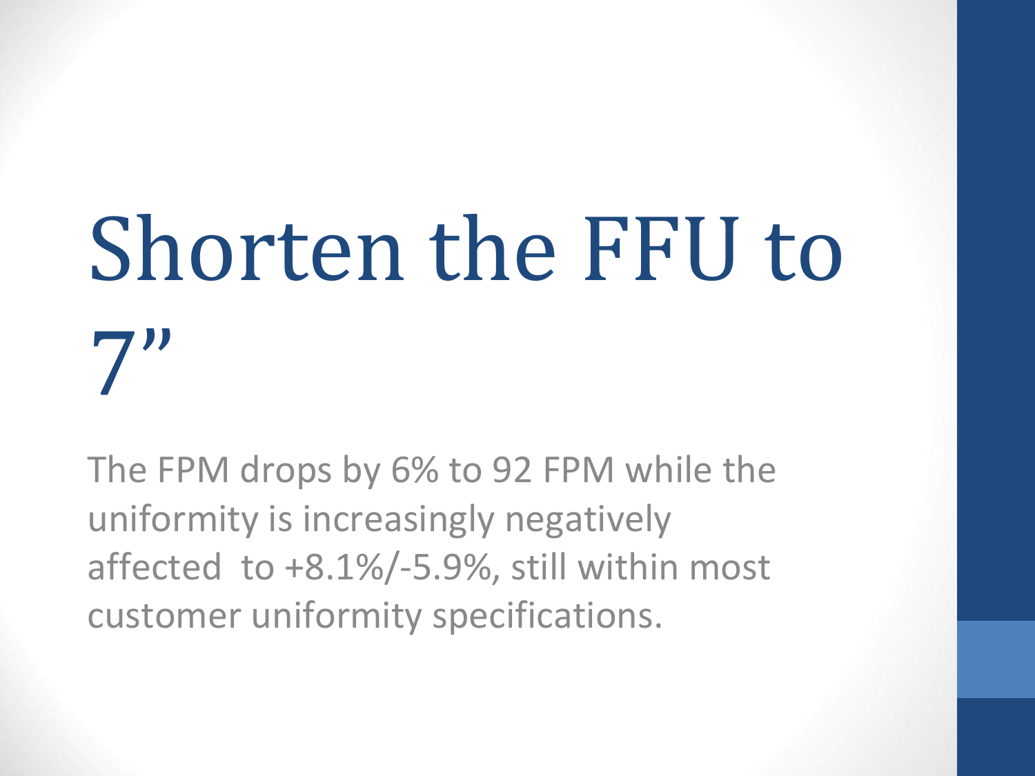# Shorten the FFU to 7”

The FPM drops by 6% to 92 FPM while the uniformity is increasingly negatively affected  to +8.1%/-5.9%, still within most customer uniformity specifications.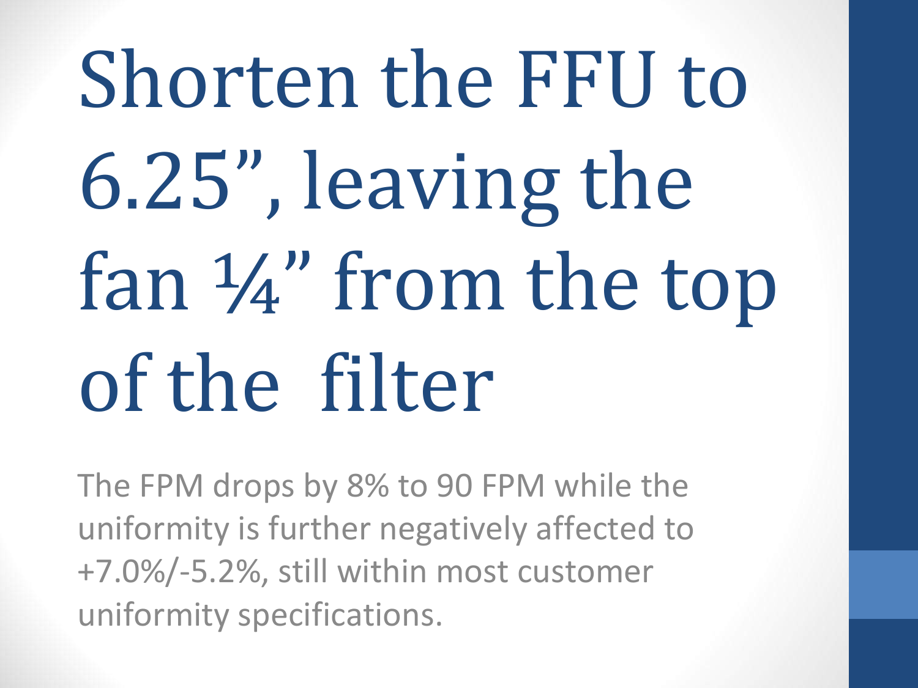# Shorten the FFU to 6.25”, leaving the fan ¼” from the top of the filter

The FPM drops by 8% to 90 FPM while the uniformity is further negatively affected to +7.0%/-5.2%, still within most customer uniformity specifications.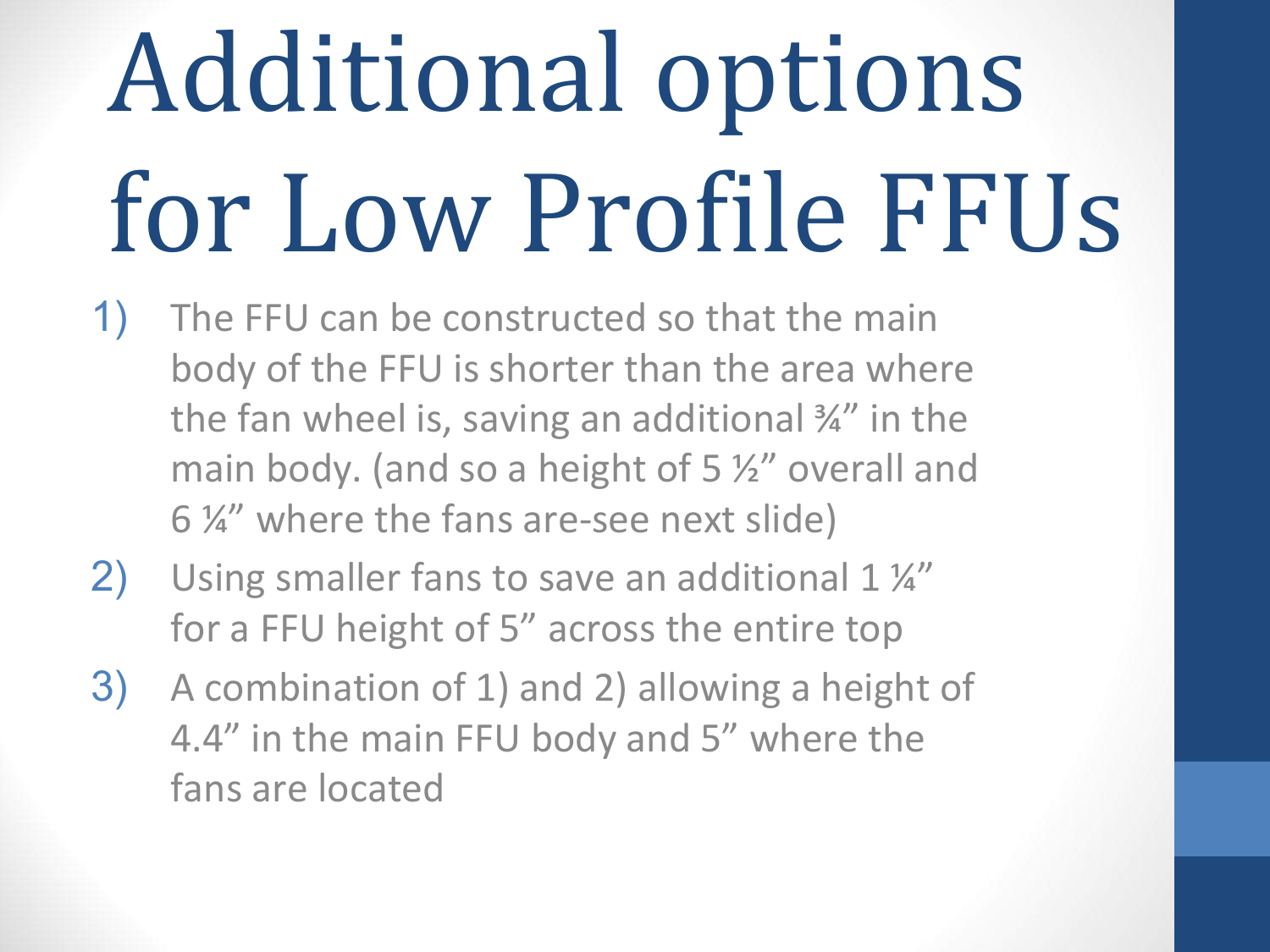# Additional options for Low Profile FFUs

1) The FFU can be constructed so that the main body of the FFU is shorter than the area where the fan wheel is, saving an additional ¾" in the main body. (and so a height of 5 ½" overall and 6 ¼" where the fans are-see next slide)
2) Using smaller fans to save an additional 1 ¼" for a FFU height of 5" across the entire top
3) A combination of 1) and 2) allowing a height of 4.4" in the main FFU body and 5" where the fans are located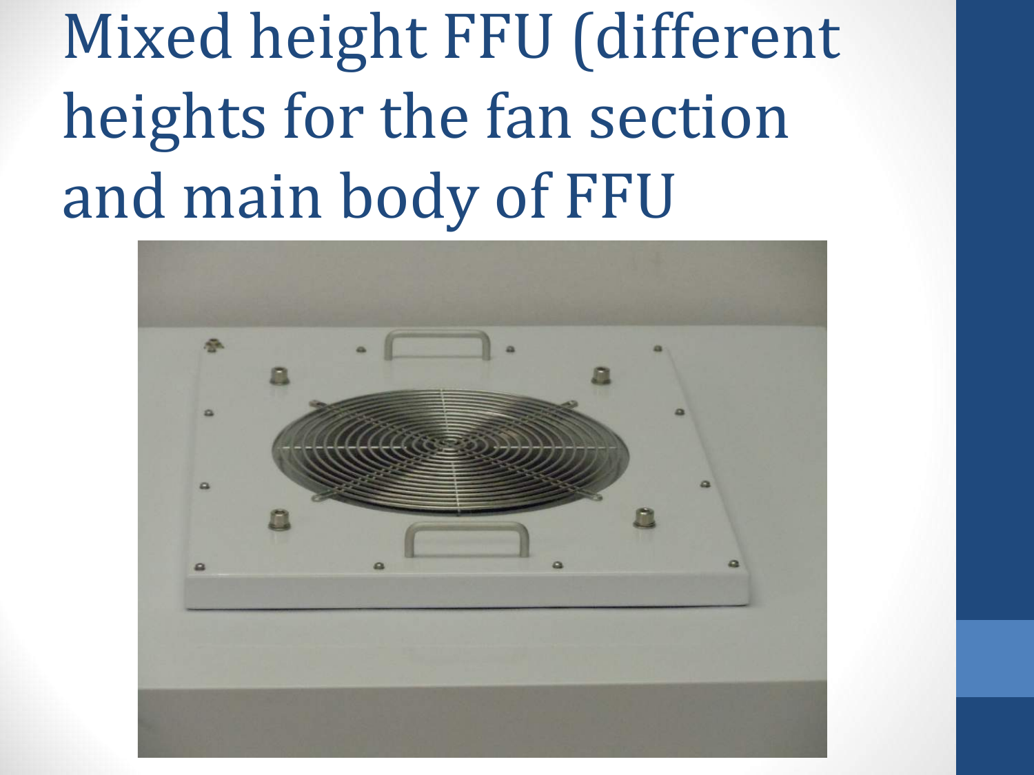# Mixed height FFU (different heights for the fan section and main body of FFU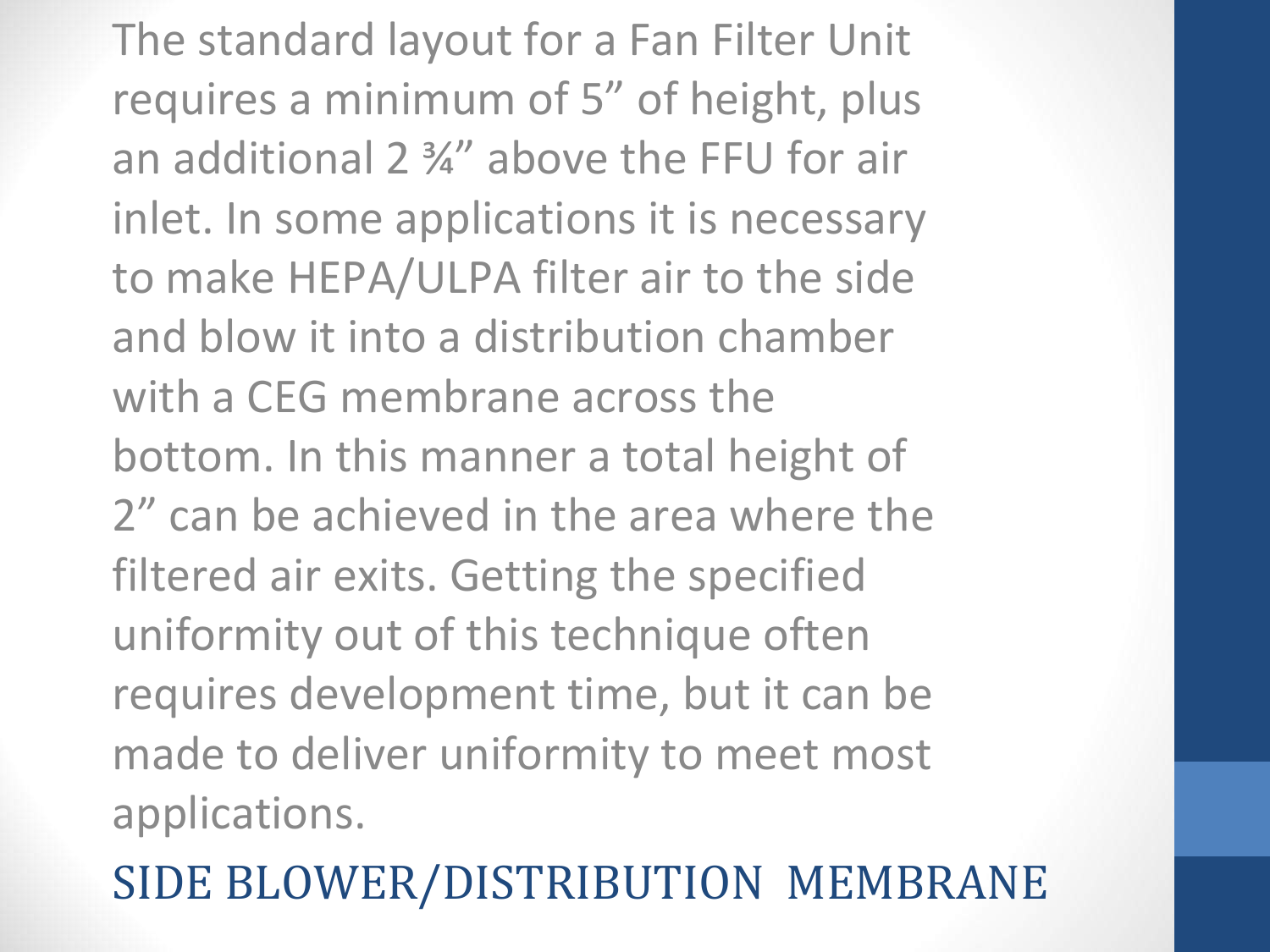The standard layout for a Fan Filter Unit requires a minimum of 5” of height, plus an additional 2 ¾” above the FFU for air inlet. In some applications it is necessary to make HEPA/ULPA filter air to the side and blow it into a distribution chamber with a CEG membrane across the bottom. In this manner a total height of 2” can be achieved in the area where the filtered air exits. Getting the specified uniformity out of this technique often requires development time, but it can be made to deliver uniformity to meet most applications.

# SIDE BLOWER/DISTRIBUTION MEMBRANE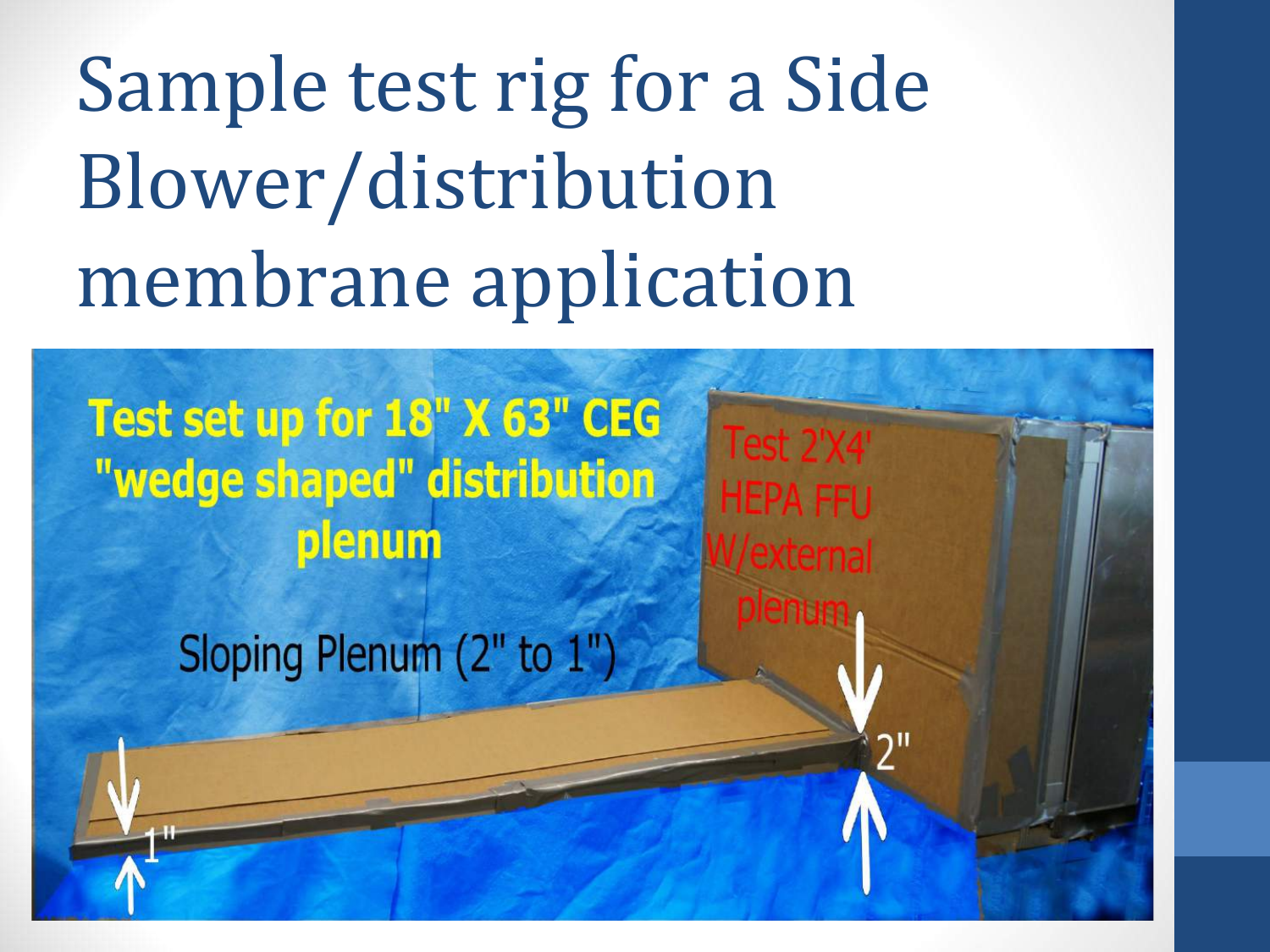# Sample test rig for a Side Blower/distribution membrane application

Test set up for 18" X 63" CEG "wedge shaped" distribution plenum

Sloping Plenum (2" to 1")

Test 2'X4' HEPA FFU W/external plenum

2"

1"